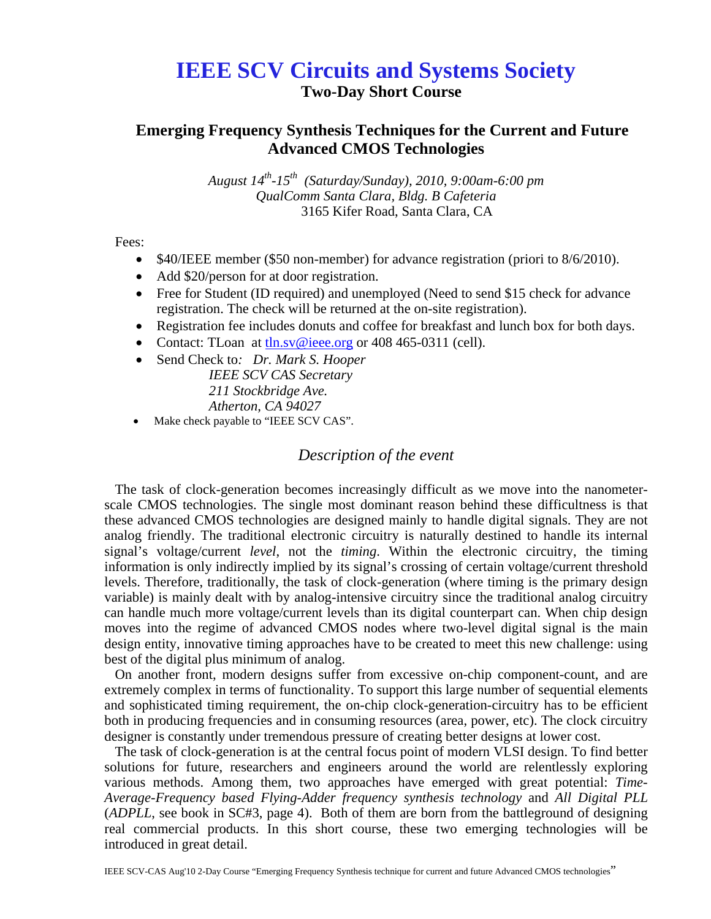# IEEE SCV Circuits and Systems Society

**Two-Day Short Course**

## Emerging Frequency Synthesis Techniques for the Current and Future Advanced CMOS Technologies

*August 14th-15th (Saturday/Sunday), 2010, 9:00am-6:00 pm*
*QualComm Santa Clara, Bldg. B Cafeteria*
3165 Kifer Road, Santa Clara, CA

Fees:

- $40/IEEE member ($50 non-member) for advance registration (priori to 8/6/2010).
- Add $20/person for at door registration.
- Free for Student (ID required) and unemployed (Need to send $15 check for advance registration. The check will be returned at the on-site registration).
- Registration fee includes donuts and coffee for breakfast and lunch box for both days.
- Contact: TLoan at tln.sv@ieee.org or 408 465-0311 (cell).
- Send Check to*: Dr. Mark S. Hooper*
  *IEEE SCV CAS Secretary*
  *211 Stockbridge Ave.*
  *Atherton, CA 94027*
- Make check payable to "IEEE SCV CAS".

### *Description of the event*

The task of clock-generation becomes increasingly difficult as we move into the nanometer-scale CMOS technologies. The single most dominant reason behind these difficultness is that these advanced CMOS technologies are designed mainly to handle digital signals. They are not analog friendly. The traditional electronic circuitry is naturally destined to handle its internal signal's voltage/current *level*, not the *timing*. Within the electronic circuitry, the timing information is only indirectly implied by its signal's crossing of certain voltage/current threshold levels. Therefore, traditionally, the task of clock-generation (where timing is the primary design variable) is mainly dealt with by analog-intensive circuitry since the traditional analog circuitry can handle much more voltage/current levels than its digital counterpart can. When chip design moves into the regime of advanced CMOS nodes where two-level digital signal is the main design entity, innovative timing approaches have to be created to meet this new challenge: using best of the digital plus minimum of analog.

On another front, modern designs suffer from excessive on-chip component-count, and are extremely complex in terms of functionality. To support this large number of sequential elements and sophisticated timing requirement, the on-chip clock-generation-circuitry has to be efficient both in producing frequencies and in consuming resources (area, power, etc). The clock circuitry designer is constantly under tremendous pressure of creating better designs at lower cost.

The task of clock-generation is at the central focus point of modern VLSI design. To find better solutions for future, researchers and engineers around the world are relentlessly exploring various methods. Among them, two approaches have emerged with great potential: *Time-Average-Frequency based Flying-Adder frequency synthesis technology* and *All Digital PLL* (*ADPLL*, see book in SC#3, page 4). Both of them are born from the battleground of designing real commercial products. In this short course, these two emerging technologies will be introduced in great detail.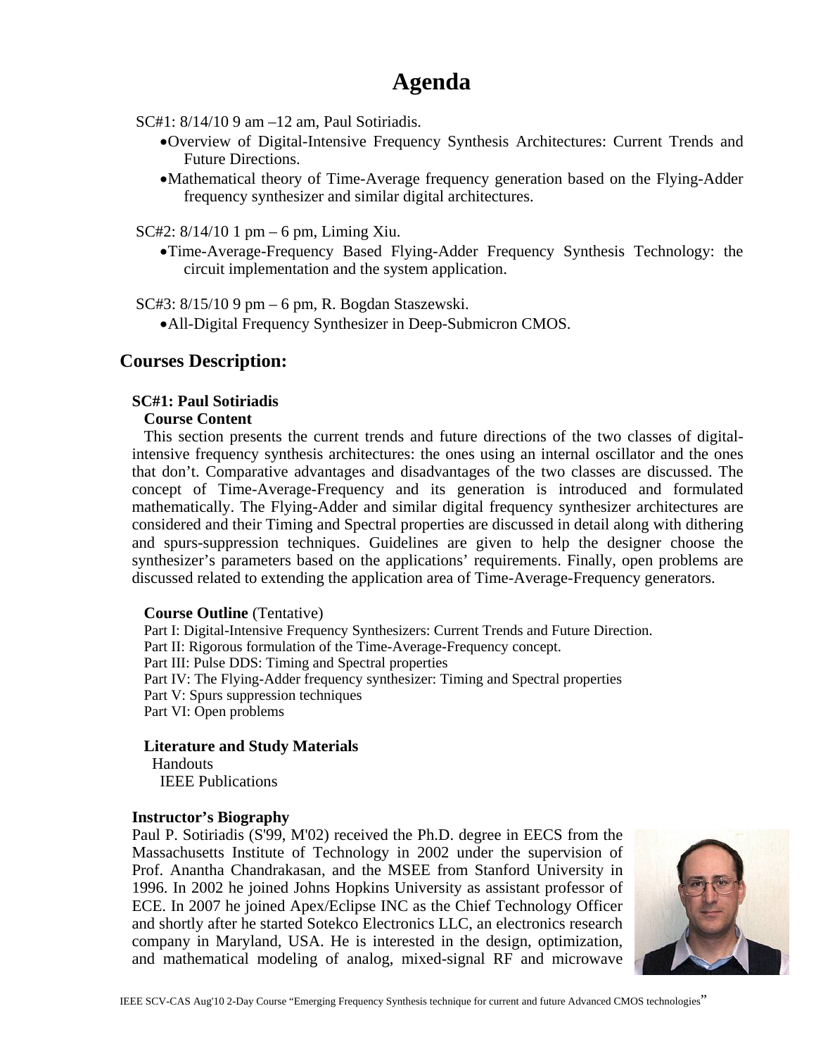# Agenda

SC#1: 8/14/10 9 am –12 am, Paul Sotiriadis.

- Overview of Digital-Intensive Frequency Synthesis Architectures: Current Trends and Future Directions.
- Mathematical theory of Time-Average frequency generation based on the Flying-Adder frequency synthesizer and similar digital architectures.

SC#2: 8/14/10 1 pm – 6 pm, Liming Xiu.

- Time-Average-Frequency Based Flying-Adder Frequency Synthesis Technology: the circuit implementation and the system application.

SC#3: 8/15/10 9 pm – 6 pm, R. Bogdan Staszewski.

- All-Digital Frequency Synthesizer in Deep-Submicron CMOS.

## Courses Description:

### SC#1: Paul Sotiriadis

**Course Content**

This section presents the current trends and future directions of the two classes of digital-intensive frequency synthesis architectures: the ones using an internal oscillator and the ones that don't. Comparative advantages and disadvantages of the two classes are discussed. The concept of Time-Average-Frequency and its generation is introduced and formulated mathematically. The Flying-Adder and similar digital frequency synthesizer architectures are considered and their Timing and Spectral properties are discussed in detail along with dithering and spurs-suppression techniques. Guidelines are given to help the designer choose the synthesizer's parameters based on the applications' requirements. Finally, open problems are discussed related to extending the application area of Time-Average-Frequency generators.

**Course Outline** (Tentative)

Part I: Digital-Intensive Frequency Synthesizers: Current Trends and Future Direction.
Part II: Rigorous formulation of the Time-Average-Frequency concept.
Part III: Pulse DDS: Timing and Spectral properties
Part IV: The Flying-Adder frequency synthesizer: Timing and Spectral properties
Part V: Spurs suppression techniques
Part VI: Open problems

**Literature and Study Materials**

Handouts
IEEE Publications

**Instructor's Biography**

Paul P. Sotiriadis (S'99, M'02) received the Ph.D. degree in EECS from the Massachusetts Institute of Technology in 2002 under the supervision of Prof. Anantha Chandrakasan, and the MSEE from Stanford University in 1996. In 2002 he joined Johns Hopkins University as assistant professor of ECE. In 2007 he joined Apex/Eclipse INC as the Chief Technology Officer and shortly after he started Sotekco Electronics LLC, an electronics research company in Maryland, USA. He is interested in the design, optimization, and mathematical modeling of analog, mixed-signal RF and microwave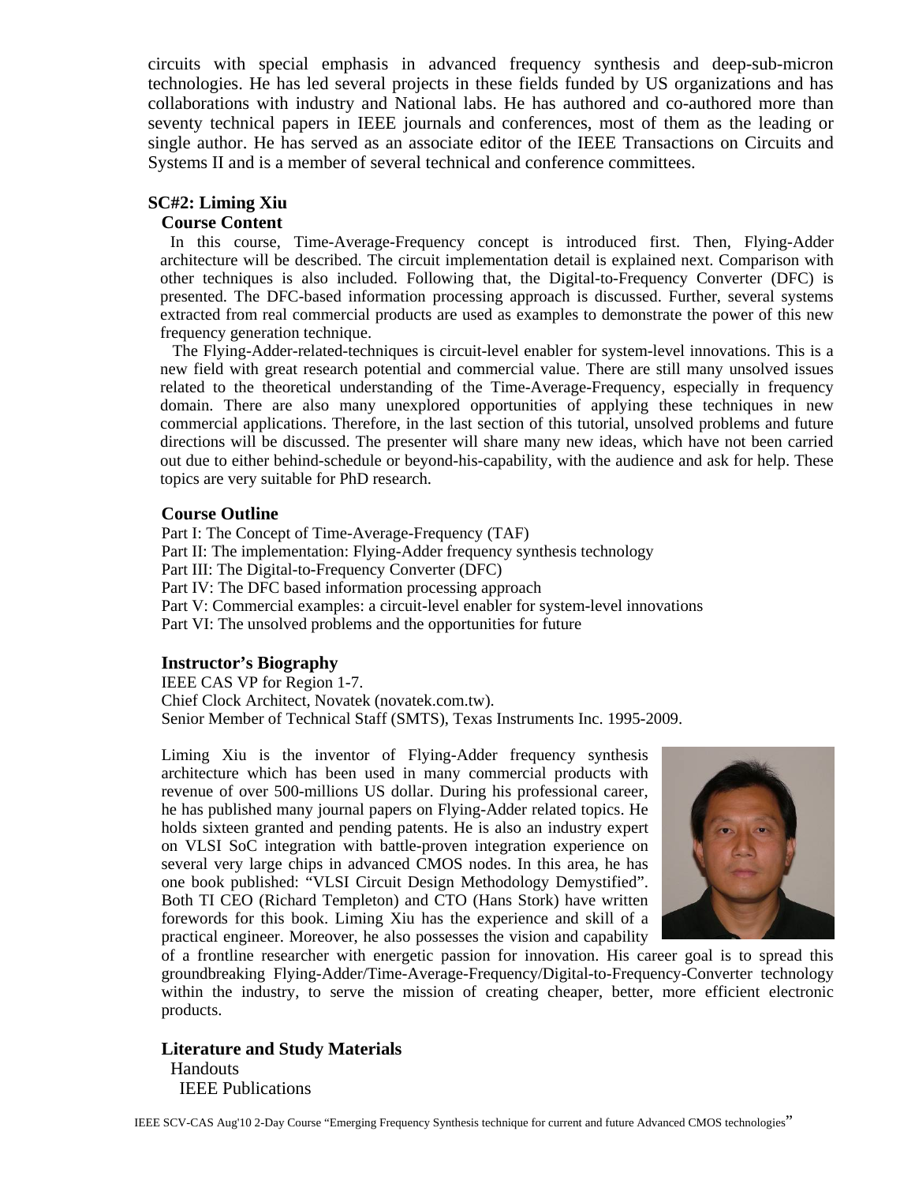circuits with special emphasis in advanced frequency synthesis and deep-sub-micron technologies. He has led several projects in these fields funded by US organizations and has collaborations with industry and National labs. He has authored and co-authored more than seventy technical papers in IEEE journals and conferences, most of them as the leading or single author. He has served as an associate editor of the IEEE Transactions on Circuits and Systems II and is a member of several technical and conference committees.

## SC#2: Liming Xiu

### Course Content

In this course, Time-Average-Frequency concept is introduced first. Then, Flying-Adder architecture will be described. The circuit implementation detail is explained next. Comparison with other techniques is also included. Following that, the Digital-to-Frequency Converter (DFC) is presented. The DFC-based information processing approach is discussed. Further, several systems extracted from real commercial products are used as examples to demonstrate the power of this new frequency generation technique.

The Flying-Adder-related-techniques is circuit-level enabler for system-level innovations. This is a new field with great research potential and commercial value. There are still many unsolved issues related to the theoretical understanding of the Time-Average-Frequency, especially in frequency domain. There are also many unexplored opportunities of applying these techniques in new commercial applications. Therefore, in the last section of this tutorial, unsolved problems and future directions will be discussed. The presenter will share many new ideas, which have not been carried out due to either behind-schedule or beyond-his-capability, with the audience and ask for help. These topics are very suitable for PhD research.

### Course Outline

Part I: The Concept of Time-Average-Frequency (TAF)
Part II: The implementation: Flying-Adder frequency synthesis technology
Part III: The Digital-to-Frequency Converter (DFC)
Part IV: The DFC based information processing approach
Part V: Commercial examples: a circuit-level enabler for system-level innovations
Part VI: The unsolved problems and the opportunities for future

### Instructor's Biography

IEEE CAS VP for Region 1-7.
Chief Clock Architect, Novatek (novatek.com.tw).
Senior Member of Technical Staff (SMTS), Texas Instruments Inc. 1995-2009.

Liming Xiu is the inventor of Flying-Adder frequency synthesis architecture which has been used in many commercial products with revenue of over 500-millions US dollar. During his professional career, he has published many journal papers on Flying-Adder related topics. He holds sixteen granted and pending patents. He is also an industry expert on VLSI SoC integration with battle-proven integration experience on several very large chips in advanced CMOS nodes. In this area, he has one book published: "VLSI Circuit Design Methodology Demystified". Both TI CEO (Richard Templeton) and CTO (Hans Stork) have written forewords for this book. Liming Xiu has the experience and skill of a practical engineer. Moreover, he also possesses the vision and capability of a frontline researcher with energetic passion for innovation. His career goal is to spread this groundbreaking Flying-Adder/Time-Average-Frequency/Digital-to-Frequency-Converter technology within the industry, to serve the mission of creating cheaper, better, more efficient electronic products.

### Literature and Study Materials

Handouts
IEEE Publications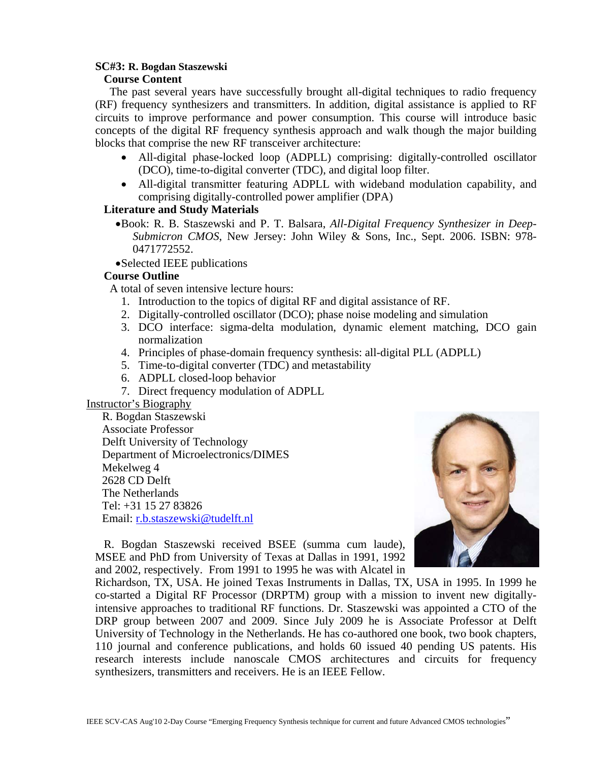**SC#3: R. Bogdan Staszewski**

**Course Content**

The past several years have successfully brought all-digital techniques to radio frequency (RF) frequency synthesizers and transmitters. In addition, digital assistance is applied to RF circuits to improve performance and power consumption. This course will introduce basic concepts of the digital RF frequency synthesis approach and walk though the major building blocks that comprise the new RF transceiver architecture:

- All-digital phase-locked loop (ADPLL) comprising: digitally-controlled oscillator (DCO), time-to-digital converter (TDC), and digital loop filter.
- All-digital transmitter featuring ADPLL with wideband modulation capability, and comprising digitally-controlled power amplifier (DPA)

**Literature and Study Materials**

- Book: R. B. Staszewski and P. T. Balsara, *All-Digital Frequency Synthesizer in Deep-Submicron CMOS*, New Jersey: John Wiley & Sons, Inc., Sept. 2006. ISBN: 978-0471772552.
- Selected IEEE publications

**Course Outline**

A total of seven intensive lecture hours:

1. Introduction to the topics of digital RF and digital assistance of RF.
2. Digitally-controlled oscillator (DCO); phase noise modeling and simulation
3. DCO interface: sigma-delta modulation, dynamic element matching, DCO gain normalization
4. Principles of phase-domain frequency synthesis: all-digital PLL (ADPLL)
5. Time-to-digital converter (TDC) and metastability
6. ADPLL closed-loop behavior
7. Direct frequency modulation of ADPLL

Instructor's Biography

R. Bogdan Staszewski
Associate Professor
Delft University of Technology
Department of Microelectronics/DIMES
Mekelweg 4
2628 CD Delft
The Netherlands
Tel: +31 15 27 83826
Email: r.b.staszewski@tudelft.nl

R. Bogdan Staszewski received BSEE (summa cum laude), MSEE and PhD from University of Texas at Dallas in 1991, 1992 and 2002, respectively. From 1991 to 1995 he was with Alcatel in Richardson, TX, USA. He joined Texas Instruments in Dallas, TX, USA in 1995. In 1999 he co-started a Digital RF Processor (DRPTM) group with a mission to invent new digitally-intensive approaches to traditional RF functions. Dr. Staszewski was appointed a CTO of the DRP group between 2007 and 2009. Since July 2009 he is Associate Professor at Delft University of Technology in the Netherlands. He has co-authored one book, two book chapters, 110 journal and conference publications, and holds 60 issued 40 pending US patents. His research interests include nanoscale CMOS architectures and circuits for frequency synthesizers, transmitters and receivers. He is an IEEE Fellow.